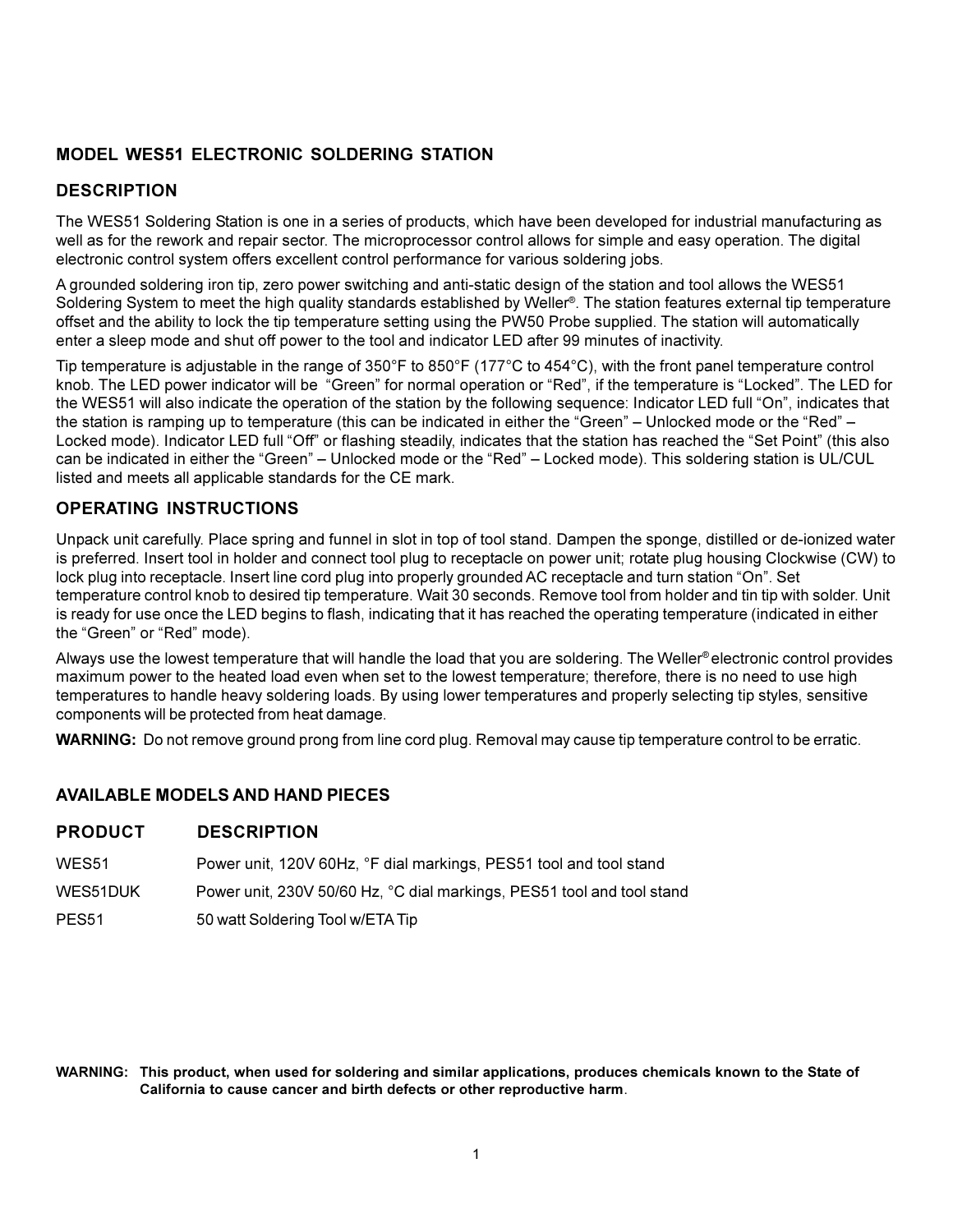## MODEL WES51 ELECTRONIC SOLDERING STATION

### DESCRIPTION

The WES51 Soldering Station is one in a series of products, which have been developed for industrial manufacturing as well as for the rework and repair sector. The microprocessor control allows for simple and easy operation. The digital electronic control system offers excellent control performance for various soldering jobs.

A grounded soldering iron tip, zero power switching and anti-static design of the station and tool allows the WES51 Soldering System to meet the high quality standards established by Weller®. The station features external tip temperature offset and the ability to lock the tip temperature setting using the PW50 Probe supplied. The station will automatically enter a sleep mode and shut off power to the tool and indicator LED after 99 minutes of inactivity.

Tip temperature is adjustable in the range of 350°F to 850°F (177°C to 454°C), with the front panel temperature control knob. The LED power indicator will be "Green" for normal operation or "Red", if the temperature is "Locked". The LED for the WES51 will also indicate the operation of the station by the following sequence: Indicator LED full "On", indicates that the station is ramping up to temperature (this can be indicated in either the "Green" – Unlocked mode or the "Red" – Locked mode). Indicator LED full "Off" or flashing steadily, indicates that the station has reached the "Set Point" (this also can be indicated in either the "Green" – Unlocked mode or the "Red" – Locked mode). This soldering station is UL/CUL listed and meets all applicable standards for the CE mark.

### OPERATING INSTRUCTIONS

Unpack unit carefully. Place spring and funnel in slot in top of tool stand. Dampen the sponge, distilled or de-ionized water is preferred. Insert tool in holder and connect tool plug to receptacle on power unit; rotate plug housing Clockwise (CW) to lock plug into receptacle. Insert line cord plug into properly grounded AC receptacle and turn station "On". Set temperature control knob to desired tip temperature. Wait 30 seconds. Remove tool from holder and tin tip with solder. Unit is ready for use once the LED begins to flash, indicating that it has reached the operating temperature (indicated in either the "Green" or "Red" mode).

Always use the lowest temperature that will handle the load that you are soldering. The Weller® electronic control provides maximum power to the heated load even when set to the lowest temperature; therefore, there is no need to use high temperatures to handle heavy soldering loads. By using lower temperatures and properly selecting tip styles, sensitive components will be protected from heat damage.

**WARNING:** Do not remove ground prong from line cord plug. Removal may cause tip temperature control to be erratic.

### AVAILABLE MODELS AND HAND PIECES

| PRODUCT | DESCRIPTION |
|---|---|
| WES51 | Power unit, 120V 60Hz, °F dial markings, PES51 tool and tool stand |
| WES51DUK | Power unit, 230V 50/60 Hz, °C dial markings, PES51 tool and tool stand |
| PES51 | 50 watt Soldering Tool w/ETA Tip |

**WARNING: This product, when used for soldering and similar applications, produces chemicals known to the State of California to cause cancer and birth defects or other reproductive harm**.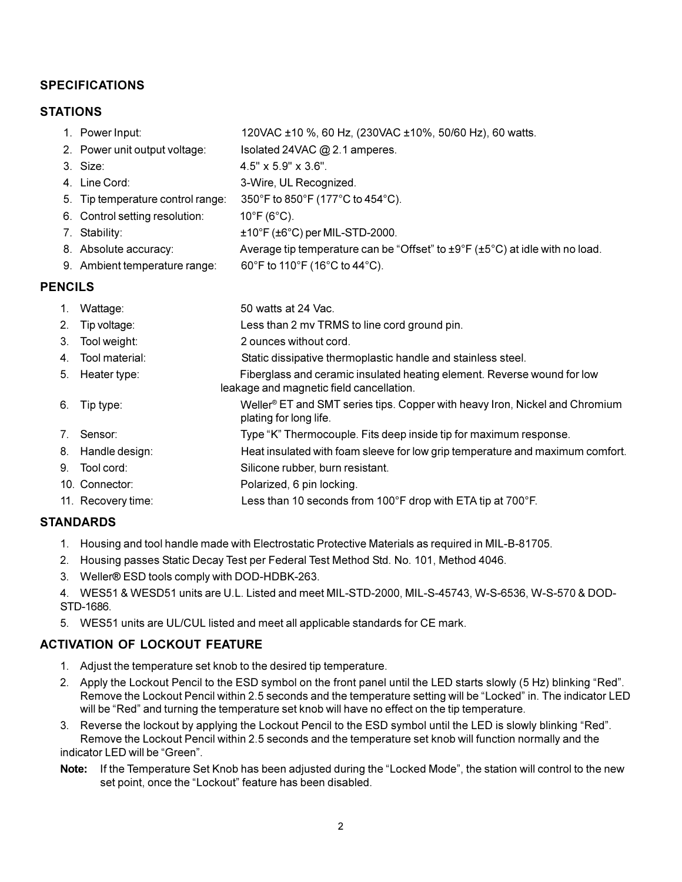## SPECIFICATIONS

### STATIONS

1. Power Input: 120VAC ±10 %, 60 Hz, (230VAC ±10%, 50/60 Hz), 60 watts.
2. Power unit output voltage: Isolated 24VAC @ 2.1 amperes.
3. Size: 4.5" x 5.9" x 3.6".
4. Line Cord: 3-Wire, UL Recognized.
5. Tip temperature control range: 350°F to 850°F (177°C to 454°C).
6. Control setting resolution: 10°F (6°C).
7. Stability: ±10°F (±6°C) per MIL-STD-2000.
8. Absolute accuracy: Average tip temperature can be “Offset” to ±9°F (±5°C) at idle with no load.
9. Ambient temperature range: 60°F to 110°F (16°C to 44°C).

### PENCILS

1. Wattage: 50 watts at 24 Vac.
2. Tip voltage: Less than 2 mv TRMS to line cord ground pin.
3. Tool weight: 2 ounces without cord.
4. Tool material: Static dissipative thermoplastic handle and stainless steel.
5. Heater type: Fiberglass and ceramic insulated heating element. Reverse wound for low leakage and magnetic field cancellation.
6. Tip type: Weller® ET and SMT series tips. Copper with heavy Iron, Nickel and Chromium plating for long life.
7. Sensor: Type “K” Thermocouple. Fits deep inside tip for maximum response.
8. Handle design: Heat insulated with foam sleeve for low grip temperature and maximum comfort.
9. Tool cord: Silicone rubber, burn resistant.
10. Connector: Polarized, 6 pin locking.
11. Recovery time: Less than 10 seconds from 100°F drop with ETA tip at 700°F.

### STANDARDS

1. Housing and tool handle made with Electrostatic Protective Materials as required in MIL-B-81705.
2. Housing passes Static Decay Test per Federal Test Method Std. No. 101, Method 4046.
3. Weller® ESD tools comply with DOD-HDBK-263.
4. WES51 & WESD51 units are U.L. Listed and meet MIL-STD-2000, MIL-S-45743, W-S-6536, W-S-570 & DOD-STD-1686.
5. WES51 units are UL/CUL listed and meet all applicable standards for CE mark.

### ACTIVATION OF LOCKOUT FEATURE

1. Adjust the temperature set knob to the desired tip temperature.
2. Apply the Lockout Pencil to the ESD symbol on the front panel until the LED starts slowly (5 Hz) blinking “Red”. Remove the Lockout Pencil within 2.5 seconds and the temperature setting will be “Locked” in. The indicator LED will be “Red” and turning the temperature set knob will have no effect on the tip temperature.
3. Reverse the lockout by applying the Lockout Pencil to the ESD symbol until the LED is slowly blinking “Red”. Remove the Lockout Pencil within 2.5 seconds and the temperature set knob will function normally and the indicator LED will be “Green”.

**Note:** If the Temperature Set Knob has been adjusted during the “Locked Mode”, the station will control to the new set point, once the “Lockout” feature has been disabled.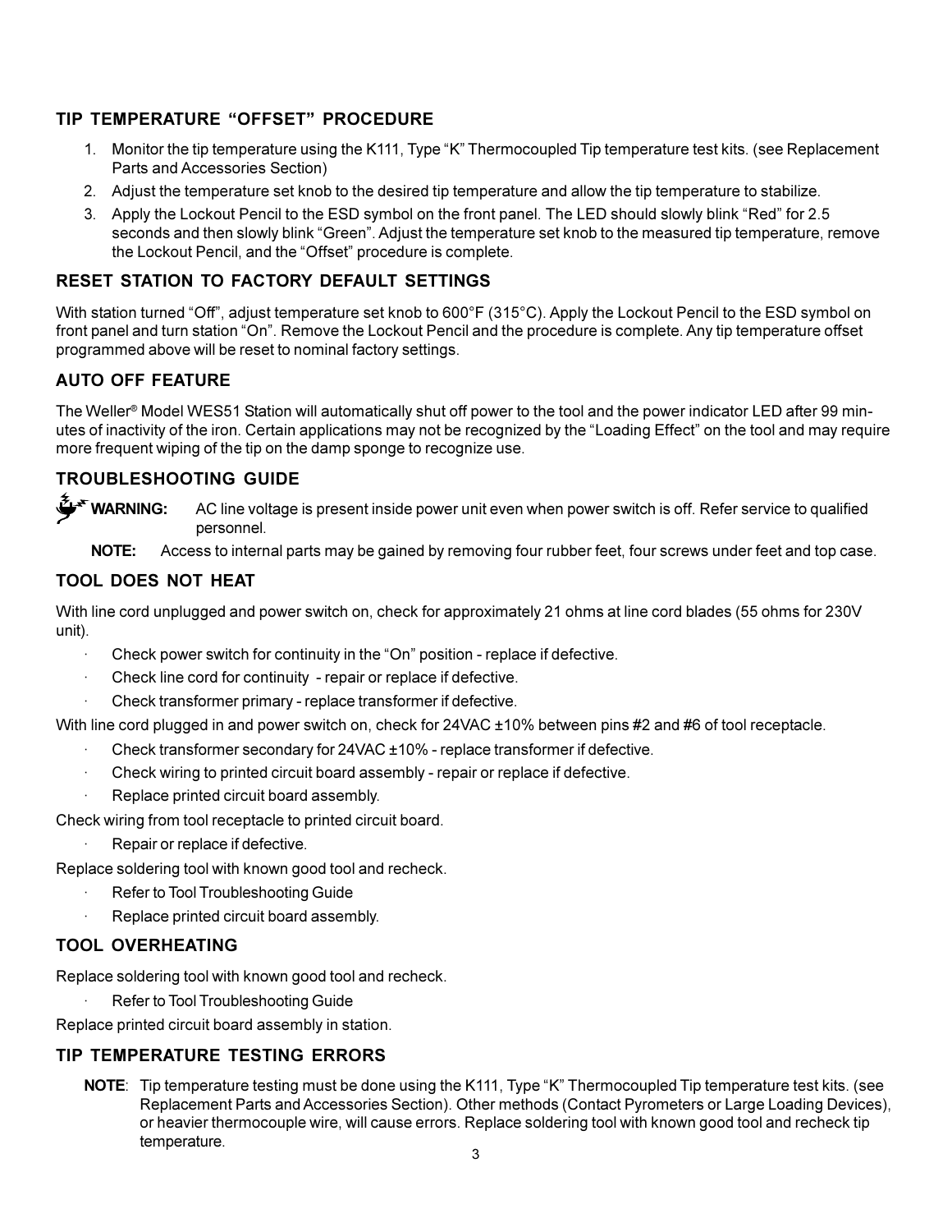## TIP TEMPERATURE "OFFSET" PROCEDURE

1. Monitor the tip temperature using the K111, Type "K" Thermocoupled Tip temperature test kits. (see Replacement Parts and Accessories Section)
2. Adjust the temperature set knob to the desired tip temperature and allow the tip temperature to stabilize.
3. Apply the Lockout Pencil to the ESD symbol on the front panel. The LED should slowly blink "Red" for 2.5 seconds and then slowly blink "Green". Adjust the temperature set knob to the measured tip temperature, remove the Lockout Pencil, and the "Offset" procedure is complete.

## RESET STATION TO FACTORY DEFAULT SETTINGS

With station turned "Off", adjust temperature set knob to 600°F (315°C). Apply the Lockout Pencil to the ESD symbol on front panel and turn station "On". Remove the Lockout Pencil and the procedure is complete. Any tip temperature offset programmed above will be reset to nominal factory settings.

## AUTO OFF FEATURE

The Weller® Model WES51 Station will automatically shut off power to the tool and the power indicator LED after 99 minutes of inactivity of the iron. Certain applications may not be recognized by the "Loading Effect" on the tool and may require more frequent wiping of the tip on the damp sponge to recognize use.

## TROUBLESHOOTING GUIDE

**WARNING:** AC line voltage is present inside power unit even when power switch is off. Refer service to qualified personnel.

**NOTE:** Access to internal parts may be gained by removing four rubber feet, four screws under feet and top case.

## TOOL DOES NOT HEAT

With line cord unplugged and power switch on, check for approximately 21 ohms at line cord blades (55 ohms for 230V unit).

- Check power switch for continuity in the "On" position - replace if defective.
- Check line cord for continuity - repair or replace if defective.
- Check transformer primary - replace transformer if defective.

With line cord plugged in and power switch on, check for 24VAC ±10% between pins #2 and #6 of tool receptacle.

- Check transformer secondary for 24VAC ±10% - replace transformer if defective.
- Check wiring to printed circuit board assembly - repair or replace if defective.
- Replace printed circuit board assembly.

Check wiring from tool receptacle to printed circuit board.

- Repair or replace if defective.

Replace soldering tool with known good tool and recheck.

- Refer to Tool Troubleshooting Guide
- Replace printed circuit board assembly.

## TOOL OVERHEATING

Replace soldering tool with known good tool and recheck.

- Refer to Tool Troubleshooting Guide

Replace printed circuit board assembly in station.

## TIP TEMPERATURE TESTING ERRORS

**NOTE**: Tip temperature testing must be done using the K111, Type "K" Thermocoupled Tip temperature test kits. (see Replacement Parts and Accessories Section). Other methods (Contact Pyrometers or Large Loading Devices), or heavier thermocouple wire, will cause errors. Replace soldering tool with known good tool and recheck tip temperature.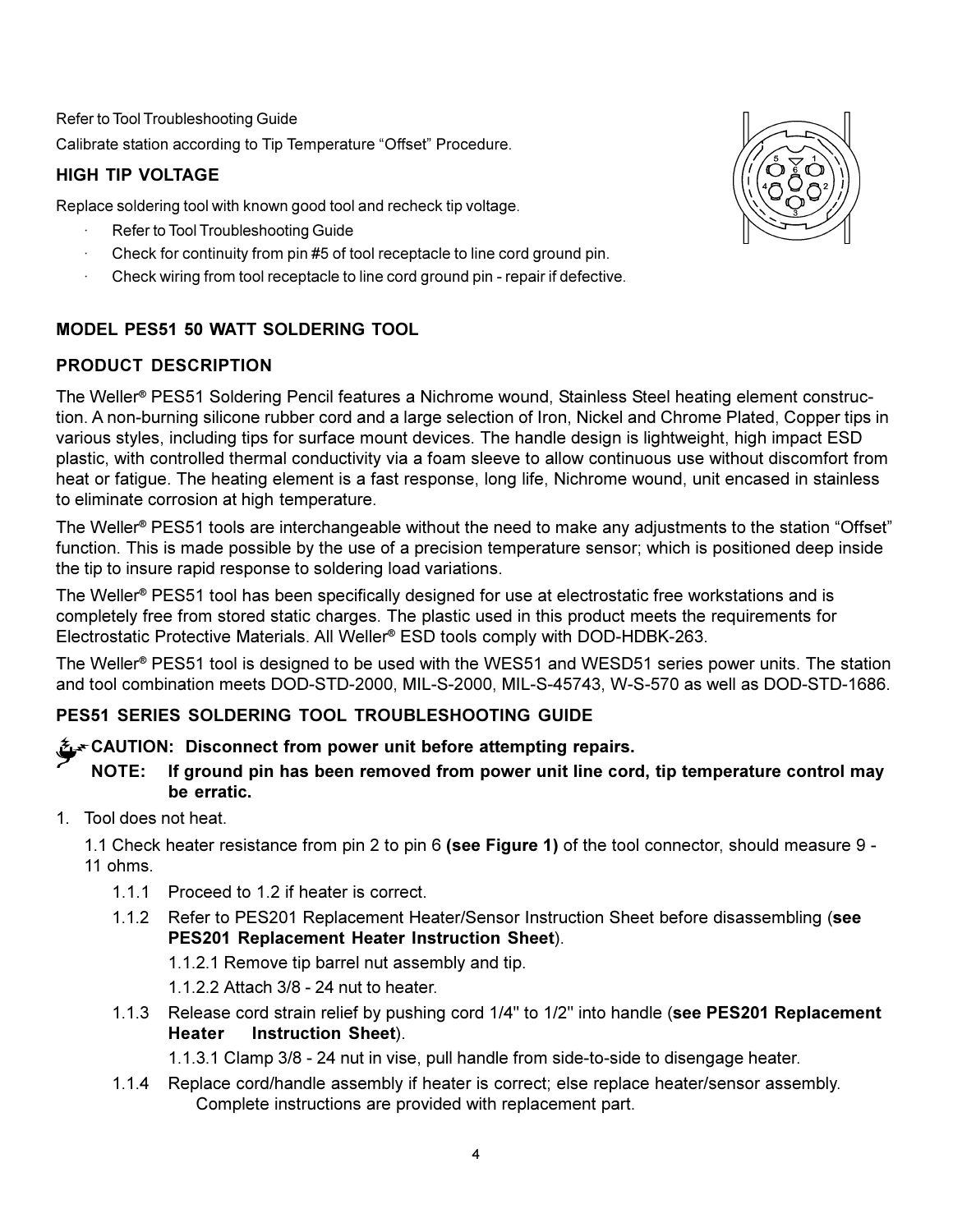Refer to Tool Troubleshooting Guide

Calibrate station according to Tip Temperature "Offset" Procedure.

### HIGH TIP VOLTAGE

Replace soldering tool with known good tool and recheck tip voltage.

- Refer to Tool Troubleshooting Guide
- Check for continuity from pin #5 of tool receptacle to line cord ground pin.
- Check wiring from tool receptacle to line cord ground pin - repair if defective.

## MODEL PES51 50 WATT SOLDERING TOOL

### PRODUCT DESCRIPTION

The Weller® PES51 Soldering Pencil features a Nichrome wound, Stainless Steel heating element construction. A non-burning silicone rubber cord and a large selection of Iron, Nickel and Chrome Plated, Copper tips in various styles, including tips for surface mount devices. The handle design is lightweight, high impact ESD plastic, with controlled thermal conductivity via a foam sleeve to allow continuous use without discomfort from heat or fatigue. The heating element is a fast response, long life, Nichrome wound, unit encased in stainless to eliminate corrosion at high temperature.

The Weller® PES51 tools are interchangeable without the need to make any adjustments to the station "Offset" function. This is made possible by the use of a precision temperature sensor; which is positioned deep inside the tip to insure rapid response to soldering load variations.

The Weller® PES51 tool has been specifically designed for use at electrostatic free workstations and is completely free from stored static charges. The plastic used in this product meets the requirements for Electrostatic Protective Materials. All Weller® ESD tools comply with DOD-HDBK-263.

The Weller® PES51 tool is designed to be used with the WES51 and WESD51 series power units. The station and tool combination meets DOD-STD-2000, MIL-S-2000, MIL-S-45743, W-S-570 as well as DOD-STD-1686.

### PES51 SERIES SOLDERING TOOL TROUBLESHOOTING GUIDE

**CAUTION: Disconnect from power unit before attempting repairs.**

**NOTE: If ground pin has been removed from power unit line cord, tip temperature control may be erratic.**

1. Tool does not heat.

   1.1 Check heater resistance from pin 2 to pin 6 **(see Figure 1)** of the tool connector, should measure 9 - 11 ohms.

   1.1.1 Proceed to 1.2 if heater is correct.

   1.1.2 Refer to PES201 Replacement Heater/Sensor Instruction Sheet before disassembling (**see PES201 Replacement Heater Instruction Sheet**).

   1.1.2.1 Remove tip barrel nut assembly and tip.

   1.1.2.2 Attach 3/8 - 24 nut to heater.

   1.1.3 Release cord strain relief by pushing cord 1/4" to 1/2" into handle (**see PES201 Replacement Heater Instruction Sheet**).

   1.1.3.1 Clamp 3/8 - 24 nut in vise, pull handle from side-to-side to disengage heater.

   1.1.4 Replace cord/handle assembly if heater is correct; else replace heater/sensor assembly. Complete instructions are provided with replacement part.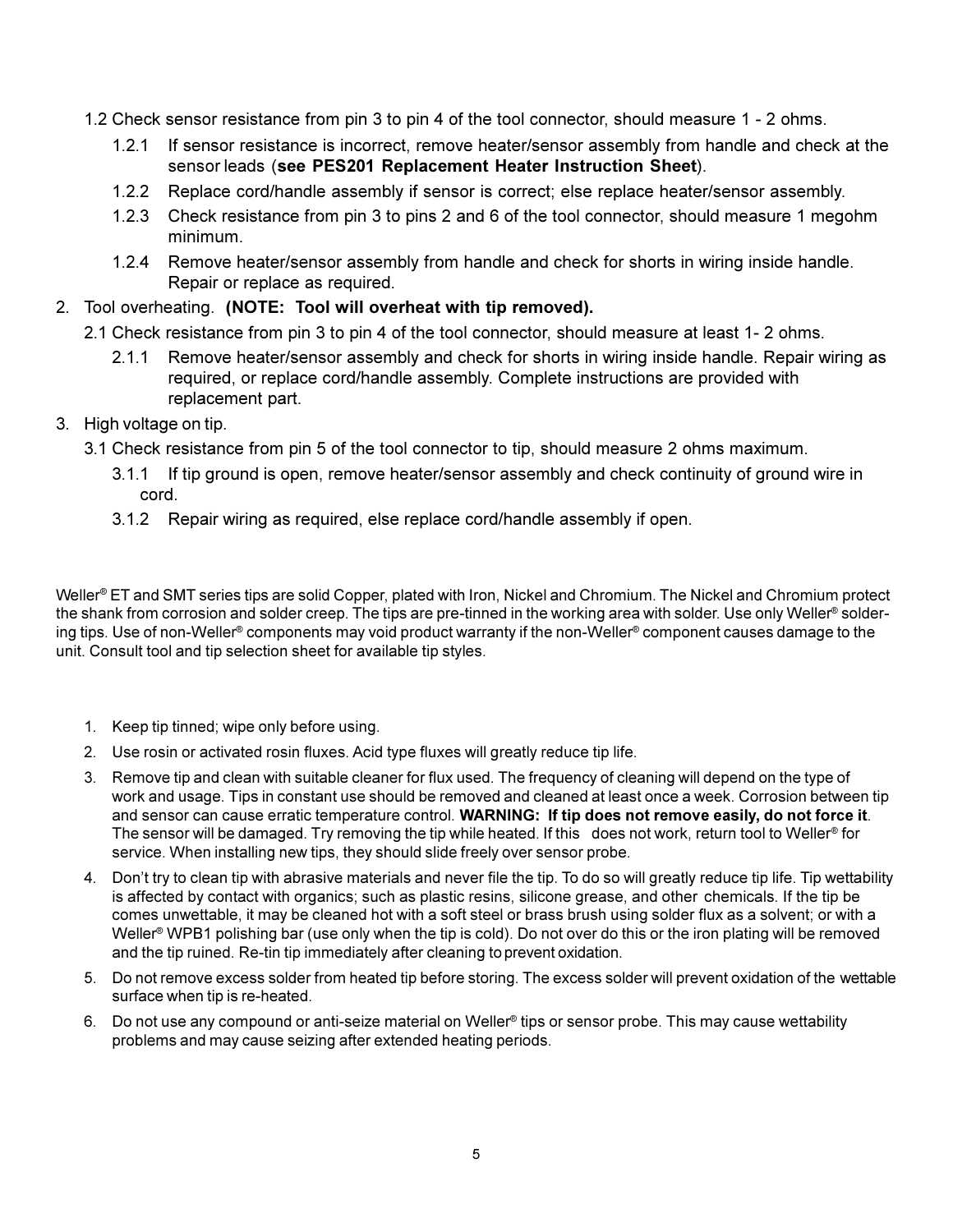1.2 Check sensor resistance from pin 3 to pin 4 of the tool connector, should measure 1 - 2 ohms.

- 1.2.1 If sensor resistance is incorrect, remove heater/sensor assembly from handle and check at the sensor leads (**see PES201 Replacement Heater Instruction Sheet**).
- 1.2.2 Replace cord/handle assembly if sensor is correct; else replace heater/sensor assembly.
- 1.2.3 Check resistance from pin 3 to pins 2 and 6 of the tool connector, should measure 1 megohm minimum.
- 1.2.4 Remove heater/sensor assembly from handle and check for shorts in wiring inside handle. Repair or replace as required.

2. Tool overheating. **(NOTE: Tool will overheat with tip removed).**

2.1 Check resistance from pin 3 to pin 4 of the tool connector, should measure at least 1- 2 ohms.

- 2.1.1 Remove heater/sensor assembly and check for shorts in wiring inside handle. Repair wiring as required, or replace cord/handle assembly. Complete instructions are provided with replacement part.

3. High voltage on tip.

3.1 Check resistance from pin 5 of the tool connector to tip, should measure 2 ohms maximum.

- 3.1.1 If tip ground is open, remove heater/sensor assembly and check continuity of ground wire in cord.
- 3.1.2 Repair wiring as required, else replace cord/handle assembly if open.

Weller® ET and SMT series tips are solid Copper, plated with Iron, Nickel and Chromium. The Nickel and Chromium protect the shank from corrosion and solder creep. The tips are pre-tinned in the working area with solder. Use only Weller® soldering tips. Use of non-Weller® components may void product warranty if the non-Weller® component causes damage to the unit. Consult tool and tip selection sheet for available tip styles.

1. Keep tip tinned; wipe only before using.
2. Use rosin or activated rosin fluxes. Acid type fluxes will greatly reduce tip life.
3. Remove tip and clean with suitable cleaner for flux used. The frequency of cleaning will depend on the type of work and usage. Tips in constant use should be removed and cleaned at least once a week. Corrosion between tip and sensor can cause erratic temperature control. **WARNING: If tip does not remove easily, do not force it**. The sensor will be damaged. Try removing the tip while heated. If this does not work, return tool to Weller® for service. When installing new tips, they should slide freely over sensor probe.
4. Don't try to clean tip with abrasive materials and never file the tip. To do so will greatly reduce tip life. Tip wettability is affected by contact with organics; such as plastic resins, silicone grease, and other chemicals. If the tip be comes unwettable, it may be cleaned hot with a soft steel or brass brush using solder flux as a solvent; or with a Weller® WPB1 polishing bar (use only when the tip is cold). Do not over do this or the iron plating will be removed and the tip ruined. Re-tin tip immediately after cleaning to prevent oxidation.
5. Do not remove excess solder from heated tip before storing. The excess solder will prevent oxidation of the wettable surface when tip is re-heated.
6. Do not use any compound or anti-seize material on Weller® tips or sensor probe. This may cause wettability problems and may cause seizing after extended heating periods.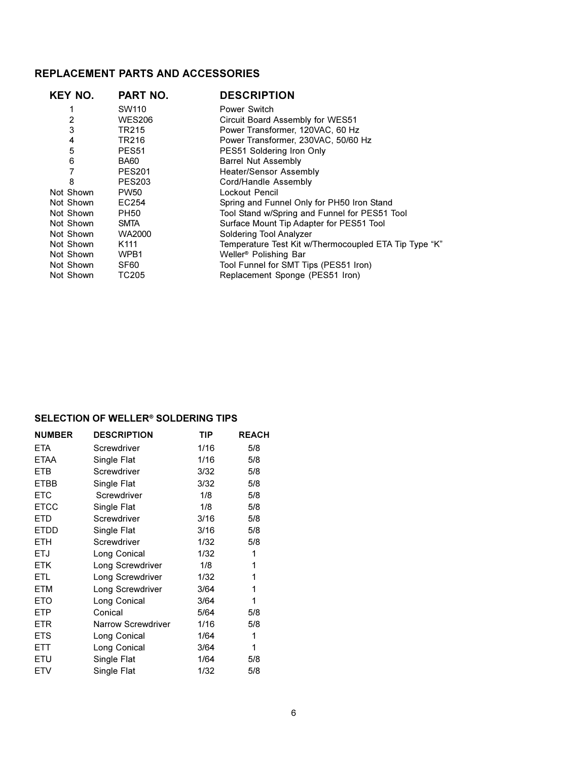## REPLACEMENT PARTS AND ACCESSORIES

| KEY NO. | PART NO. | DESCRIPTION |
|---|---|---|
| 1 | SW110 | Power Switch |
| 2 | WES206 | Circuit Board Assembly for WES51 |
| 3 | TR215 | Power Transformer, 120VAC, 60 Hz |
| 4 | TR216 | Power Transformer, 230VAC, 50/60 Hz |
| 5 | PES51 | PES51 Soldering Iron Only |
| 6 | BA60 | Barrel Nut Assembly |
| 7 | PES201 | Heater/Sensor Assembly |
| 8 | PES203 | Cord/Handle Assembly |
| Not Shown | PW50 | Lockout Pencil |
| Not Shown | EC254 | Spring and Funnel Only for PH50 Iron Stand |
| Not Shown | PH50 | Tool Stand w/Spring and Funnel for PES51 Tool |
| Not Shown | SMTA | Surface Mount Tip Adapter for PES51 Tool |
| Not Shown | WA2000 | Soldering Tool Analyzer |
| Not Shown | K111 | Temperature Test Kit w/Thermocoupled ETA Tip Type “K” |
| Not Shown | WPB1 | Weller® Polishing Bar |
| Not Shown | SF60 | Tool Funnel for SMT Tips (PES51 Iron) |
| Not Shown | TC205 | Replacement Sponge (PES51 Iron) |

## SELECTION OF WELLER® SOLDERING TIPS

| NUMBER | DESCRIPTION | TIP | REACH |
|---|---|---|---|
| ETA | Screwdriver | 1/16 | 5/8 |
| ETAA | Single Flat | 1/16 | 5/8 |
| ETB | Screwdriver | 3/32 | 5/8 |
| ETBB | Single Flat | 3/32 | 5/8 |
| ETC | Screwdriver | 1/8 | 5/8 |
| ETCC | Single Flat | 1/8 | 5/8 |
| ETD | Screwdriver | 3/16 | 5/8 |
| ETDD | Single Flat | 3/16 | 5/8 |
| ETH | Screwdriver | 1/32 | 5/8 |
| ETJ | Long Conical | 1/32 | 1 |
| ETK | Long Screwdriver | 1/8 | 1 |
| ETL | Long Screwdriver | 1/32 | 1 |
| ETM | Long Screwdriver | 3/64 | 1 |
| ETO | Long Conical | 3/64 | 1 |
| ETP | Conical | 5/64 | 5/8 |
| ETR | Narrow Screwdriver | 1/16 | 5/8 |
| ETS | Long Conical | 1/64 | 1 |
| ETT | Long Conical | 3/64 | 1 |
| ETU | Single Flat | 1/64 | 5/8 |
| ETV | Single Flat | 1/32 | 5/8 |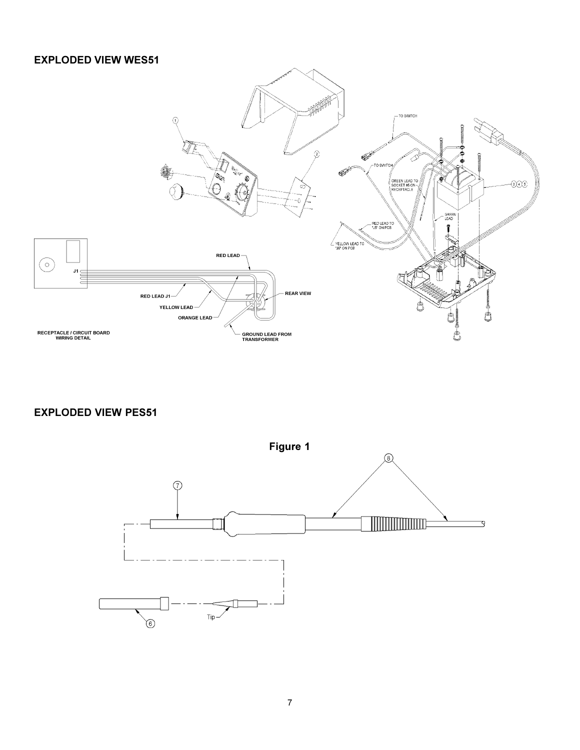## EXPLODED VIEW WES51

TO SWITCH

TO SWITCH

GREEN LEAD TO SOCKET #5 ON RECEPTACLE

GREEN LEAD

RED LEAD TO "J5" ON PCB

YELLOW LEAD TO "J6" ON PCB

RED LEAD

J1

RED LEAD J1

YELLOW LEAD

ORANGE LEAD

REAR VIEW

GROUND LEAD FROM TRANSFORMER

RECEPTACLE / CIRCUIT BOARD WIRING DETAIL

## EXPLODED VIEW PES51

Figure 1

Tip